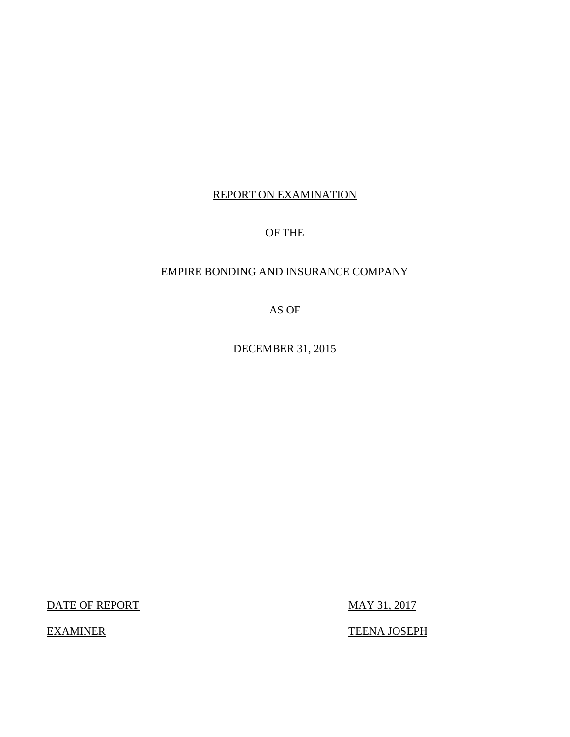REPORT ON EXAMINATION

OF THE

EMPIRE BONDING AND INSURANCE COMPANY

AS OF

DECEMBER 31, 2015

| DATE OF REPORT | MAY 31, 2017 |
|---|---|
| EXAMINER | TEENA JOSEPH |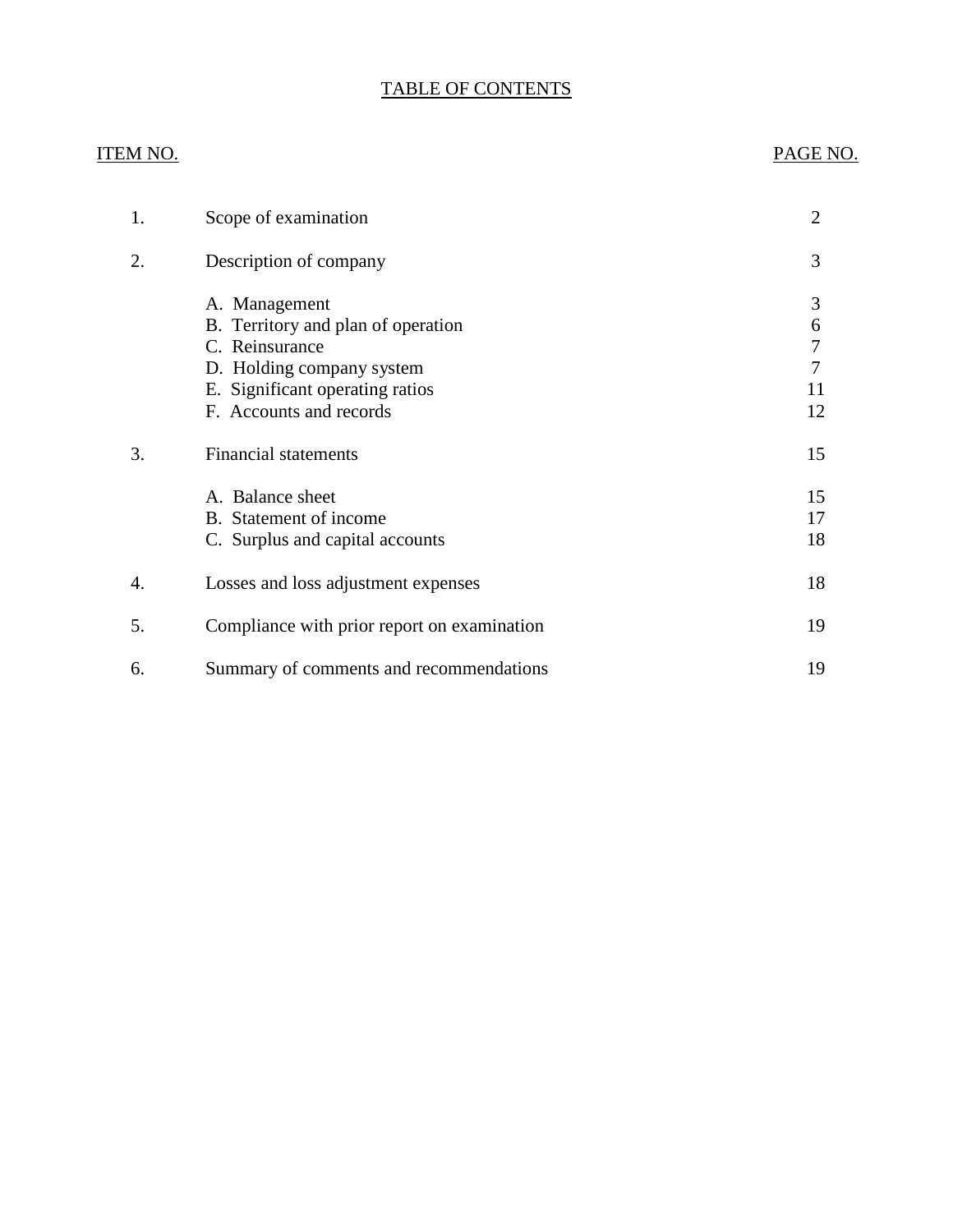# TABLE OF CONTENTS

| ITEM NO. | | PAGE NO. |
|---|---|---|
| 1. | Scope of examination | 2 |
| 2. | Description of company | 3 |
| | A. Management | 3 |
| | B. Territory and plan of operation | 6 |
| | C. Reinsurance | 7 |
| | D. Holding company system | 7 |
| | E. Significant operating ratios | 11 |
| | F. Accounts and records | 12 |
| 3. | Financial statements | 15 |
| | A. Balance sheet | 15 |
| | B. Statement of income | 17 |
| | C. Surplus and capital accounts | 18 |
| 4. | Losses and loss adjustment expenses | 18 |
| 5. | Compliance with prior report on examination | 19 |
| 6. | Summary of comments and recommendations | 19 |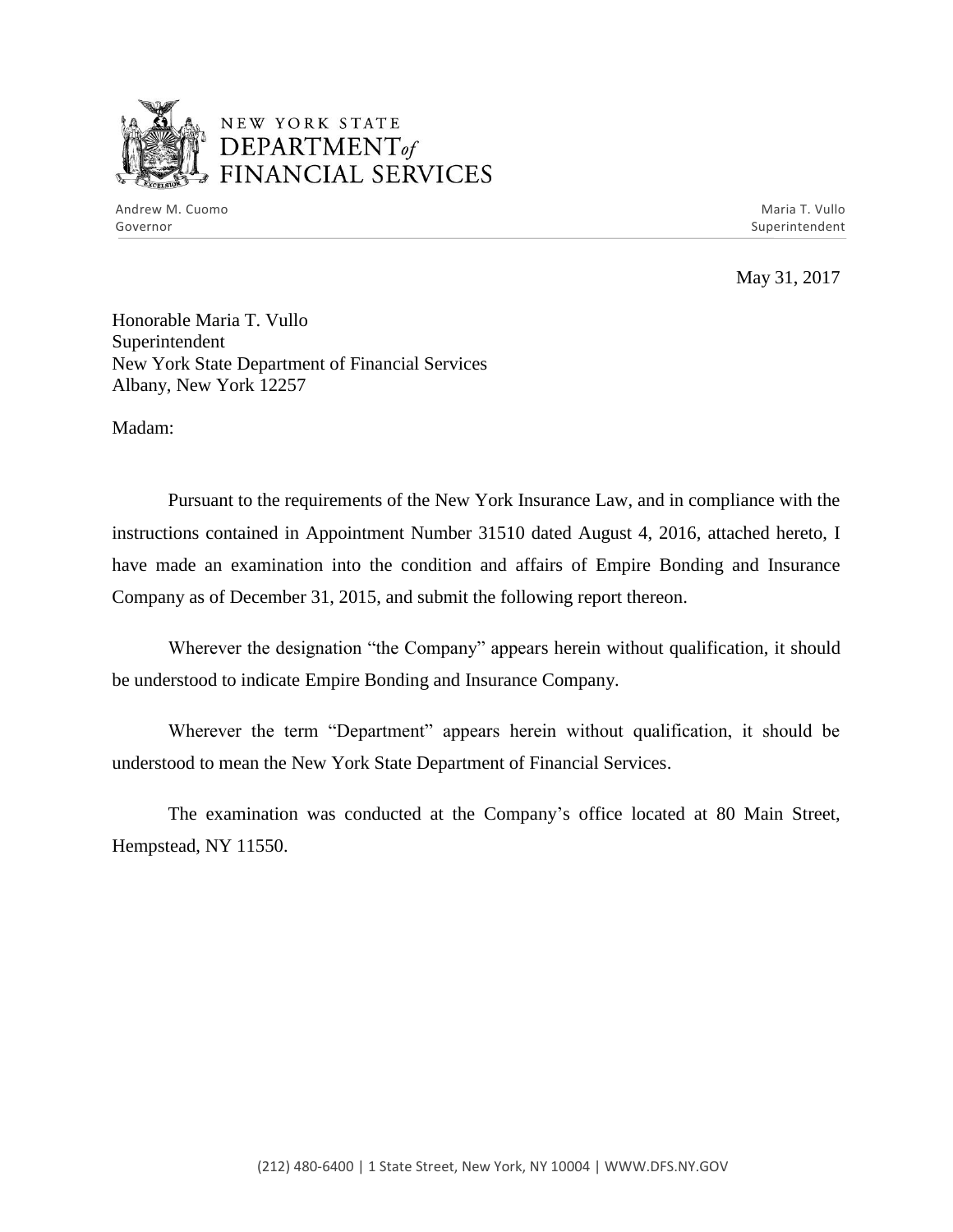NEW YORK STATE
DEPARTMENT *of*
FINANCIAL SERVICES

Andrew M. Cuomo
Governor

Maria T. Vullo
Superintendent

May 31, 2017

Honorable Maria T. Vullo
Superintendent
New York State Department of Financial Services
Albany, New York 12257

Madam:

Pursuant to the requirements of the New York Insurance Law, and in compliance with the instructions contained in Appointment Number 31510 dated August 4, 2016, attached hereto, I have made an examination into the condition and affairs of Empire Bonding and Insurance Company as of December 31, 2015, and submit the following report thereon.

Wherever the designation "the Company" appears herein without qualification, it should be understood to indicate Empire Bonding and Insurance Company.

Wherever the term "Department" appears herein without qualification, it should be understood to mean the New York State Department of Financial Services.

The examination was conducted at the Company's office located at 80 Main Street, Hempstead, NY 11550.

(212) 480-6400 | 1 State Street, New York, NY 10004 | WWW.DFS.NY.GOV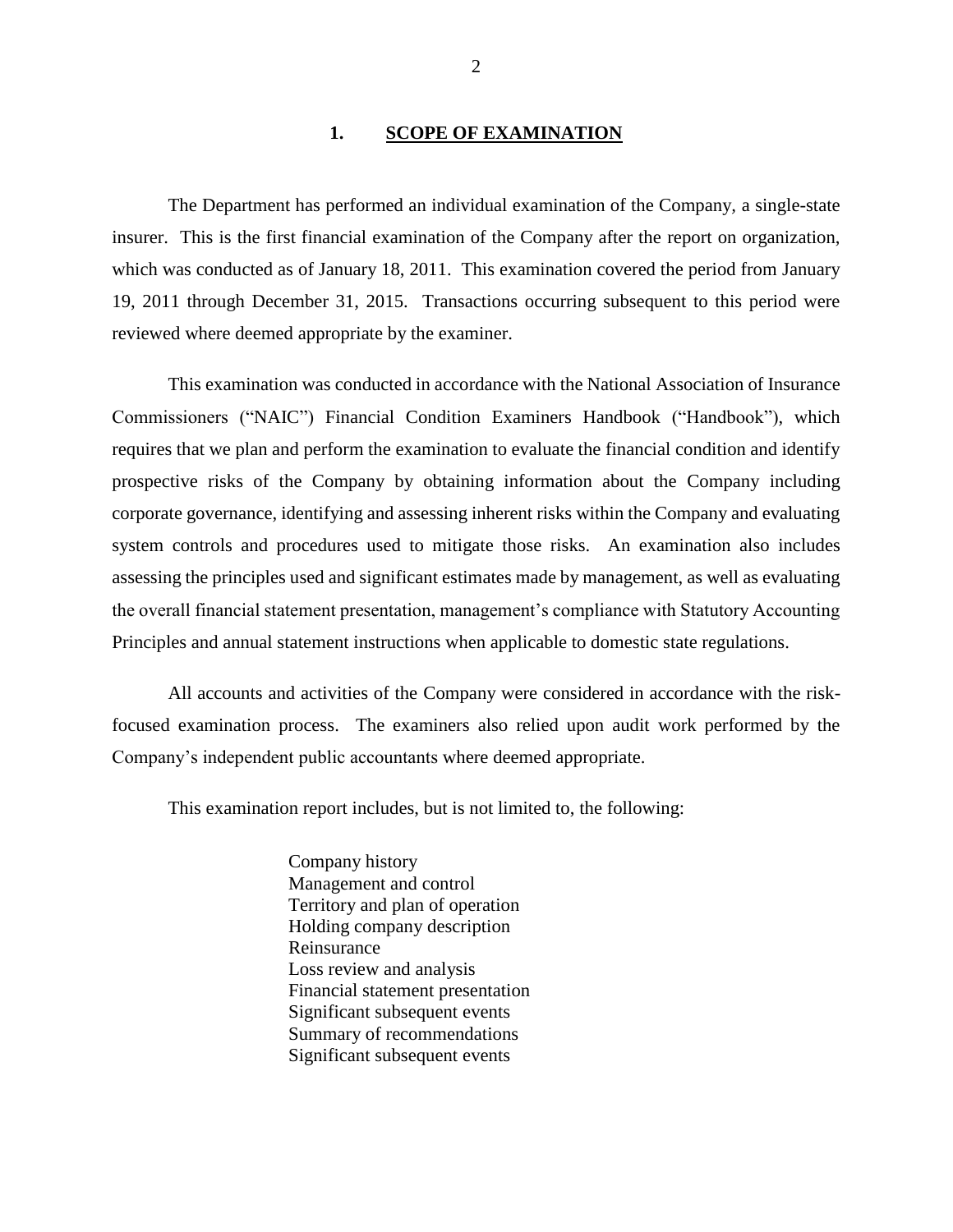## 1. SCOPE OF EXAMINATION

The Department has performed an individual examination of the Company, a single-state insurer. This is the first financial examination of the Company after the report on organization, which was conducted as of January 18, 2011. This examination covered the period from January 19, 2011 through December 31, 2015. Transactions occurring subsequent to this period were reviewed where deemed appropriate by the examiner.

This examination was conducted in accordance with the National Association of Insurance Commissioners ("NAIC") Financial Condition Examiners Handbook ("Handbook"), which requires that we plan and perform the examination to evaluate the financial condition and identify prospective risks of the Company by obtaining information about the Company including corporate governance, identifying and assessing inherent risks within the Company and evaluating system controls and procedures used to mitigate those risks. An examination also includes assessing the principles used and significant estimates made by management, as well as evaluating the overall financial statement presentation, management's compliance with Statutory Accounting Principles and annual statement instructions when applicable to domestic state regulations.

All accounts and activities of the Company were considered in accordance with the risk-focused examination process. The examiners also relied upon audit work performed by the Company's independent public accountants where deemed appropriate.

This examination report includes, but is not limited to, the following:

- Company history
- Management and control
- Territory and plan of operation
- Holding company description
- Reinsurance
- Loss review and analysis
- Financial statement presentation
- Significant subsequent events
- Summary of recommendations
- Significant subsequent events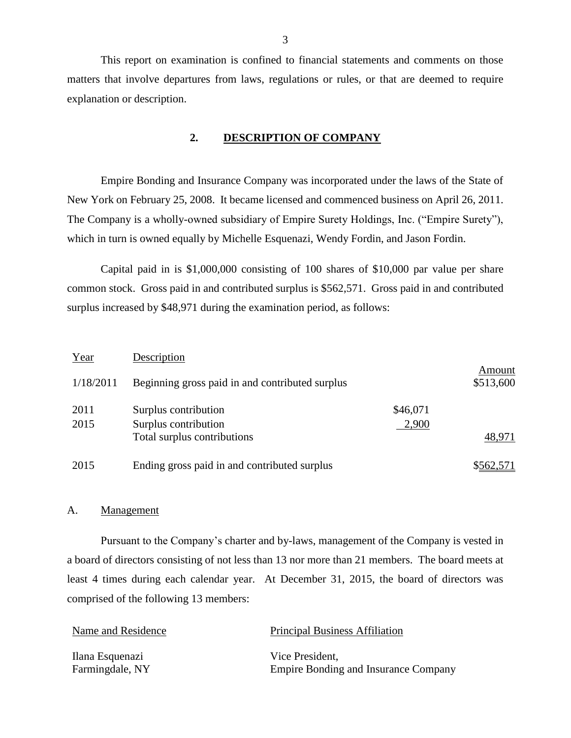This report on examination is confined to financial statements and comments on those matters that involve departures from laws, regulations or rules, or that are deemed to require explanation or description.

## 2. DESCRIPTION OF COMPANY

Empire Bonding and Insurance Company was incorporated under the laws of the State of New York on February 25, 2008. It became licensed and commenced business on April 26, 2011. The Company is a wholly-owned subsidiary of Empire Surety Holdings, Inc. ("Empire Surety"), which in turn is owned equally by Michelle Esquenazi, Wendy Fordin, and Jason Fordin.

Capital paid in is $1,000,000 consisting of 100 shares of $10,000 par value per share common stock. Gross paid in and contributed surplus is $562,571. Gross paid in and contributed surplus increased by $48,971 during the examination period, as follows:

| Year | Description | | Amount |
|---|---|---|---|
| 1/18/2011 | Beginning gross paid in and contributed surplus | | $513,600 |
| 2011 | Surplus contribution | $46,071 | |
| 2015 | Surplus contribution | 2,900 | |
| | Total surplus contributions | | 48,971 |
| 2015 | Ending gross paid in and contributed surplus | | $562,571 |

### A. Management

Pursuant to the Company's charter and by-laws, management of the Company is vested in a board of directors consisting of not less than 13 nor more than 21 members. The board meets at least 4 times during each calendar year. At December 31, 2015, the board of directors was comprised of the following 13 members:

| Name and Residence | Principal Business Affiliation |
|---|---|
| Ilana Esquenazi<br>Farmingdale, NY | Vice President,<br>Empire Bonding and Insurance Company |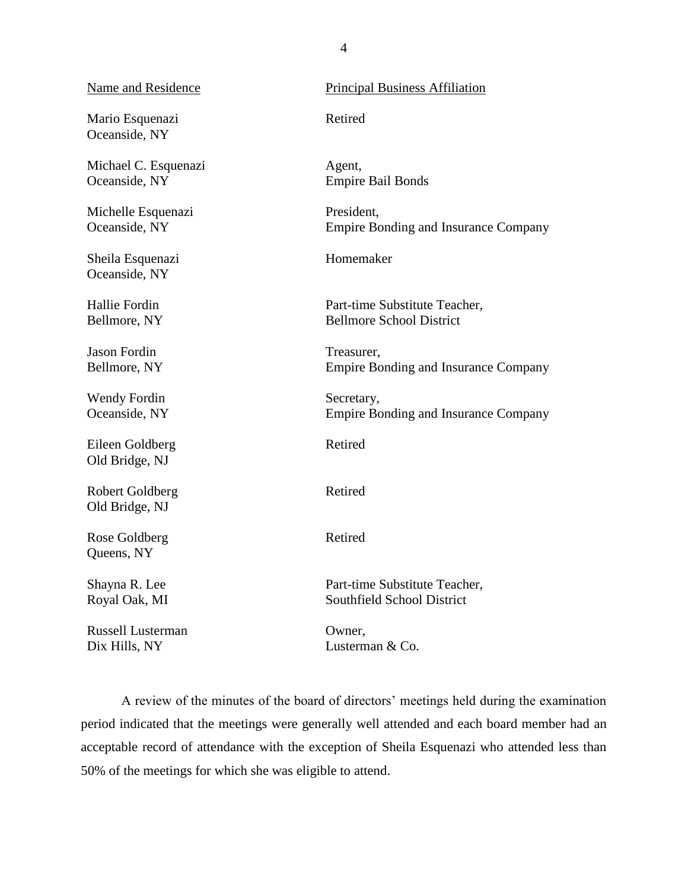| Name and Residence | Principal Business Affiliation |
| --- | --- |
| Mario Esquenazi<br>Oceanside, NY | Retired |
| Michael C. Esquenazi<br>Oceanside, NY | Agent,<br>Empire Bail Bonds |
| Michelle Esquenazi<br>Oceanside, NY | President,<br>Empire Bonding and Insurance Company |
| Sheila Esquenazi<br>Oceanside, NY | Homemaker |
| Hallie Fordin<br>Bellmore, NY | Part-time Substitute Teacher,<br>Bellmore School District |
| Jason Fordin<br>Bellmore, NY | Treasurer,<br>Empire Bonding and Insurance Company |
| Wendy Fordin<br>Oceanside, NY | Secretary,<br>Empire Bonding and Insurance Company |
| Eileen Goldberg<br>Old Bridge, NJ | Retired |
| Robert Goldberg<br>Old Bridge, NJ | Retired |
| Rose Goldberg<br>Queens, NY | Retired |
| Shayna R. Lee<br>Royal Oak, MI | Part-time Substitute Teacher,<br>Southfield School District |
| Russell Lusterman<br>Dix Hills, NY | Owner,<br>Lusterman & Co. |

A review of the minutes of the board of directors' meetings held during the examination period indicated that the meetings were generally well attended and each board member had an acceptable record of attendance with the exception of Sheila Esquenazi who attended less than 50% of the meetings for which she was eligible to attend.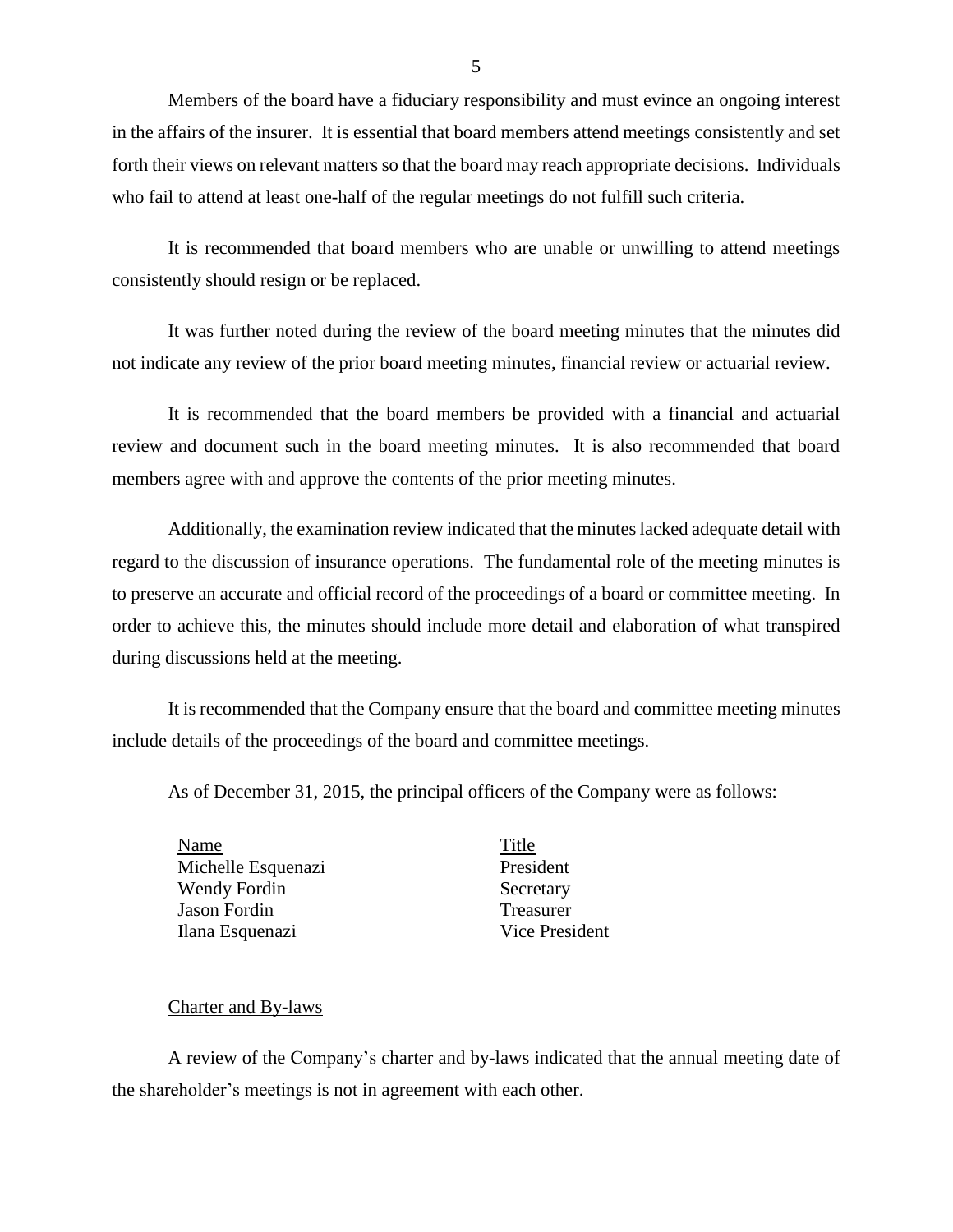Members of the board have a fiduciary responsibility and must evince an ongoing interest in the affairs of the insurer. It is essential that board members attend meetings consistently and set forth their views on relevant matters so that the board may reach appropriate decisions. Individuals who fail to attend at least one-half of the regular meetings do not fulfill such criteria.

It is recommended that board members who are unable or unwilling to attend meetings consistently should resign or be replaced.

It was further noted during the review of the board meeting minutes that the minutes did not indicate any review of the prior board meeting minutes, financial review or actuarial review.

It is recommended that the board members be provided with a financial and actuarial review and document such in the board meeting minutes. It is also recommended that board members agree with and approve the contents of the prior meeting minutes.

Additionally, the examination review indicated that the minutes lacked adequate detail with regard to the discussion of insurance operations. The fundamental role of the meeting minutes is to preserve an accurate and official record of the proceedings of a board or committee meeting. In order to achieve this, the minutes should include more detail and elaboration of what transpired during discussions held at the meeting.

It is recommended that the Company ensure that the board and committee meeting minutes include details of the proceedings of the board and committee meetings.

As of December 31, 2015, the principal officers of the Company were as follows:

| Name | Title |
|---|---|
| Michelle Esquenazi | President |
| Wendy Fordin | Secretary |
| Jason Fordin | Treasurer |
| Ilana Esquenazi | Vice President |

Charter and By-laws

A review of the Company's charter and by-laws indicated that the annual meeting date of the shareholder's meetings is not in agreement with each other.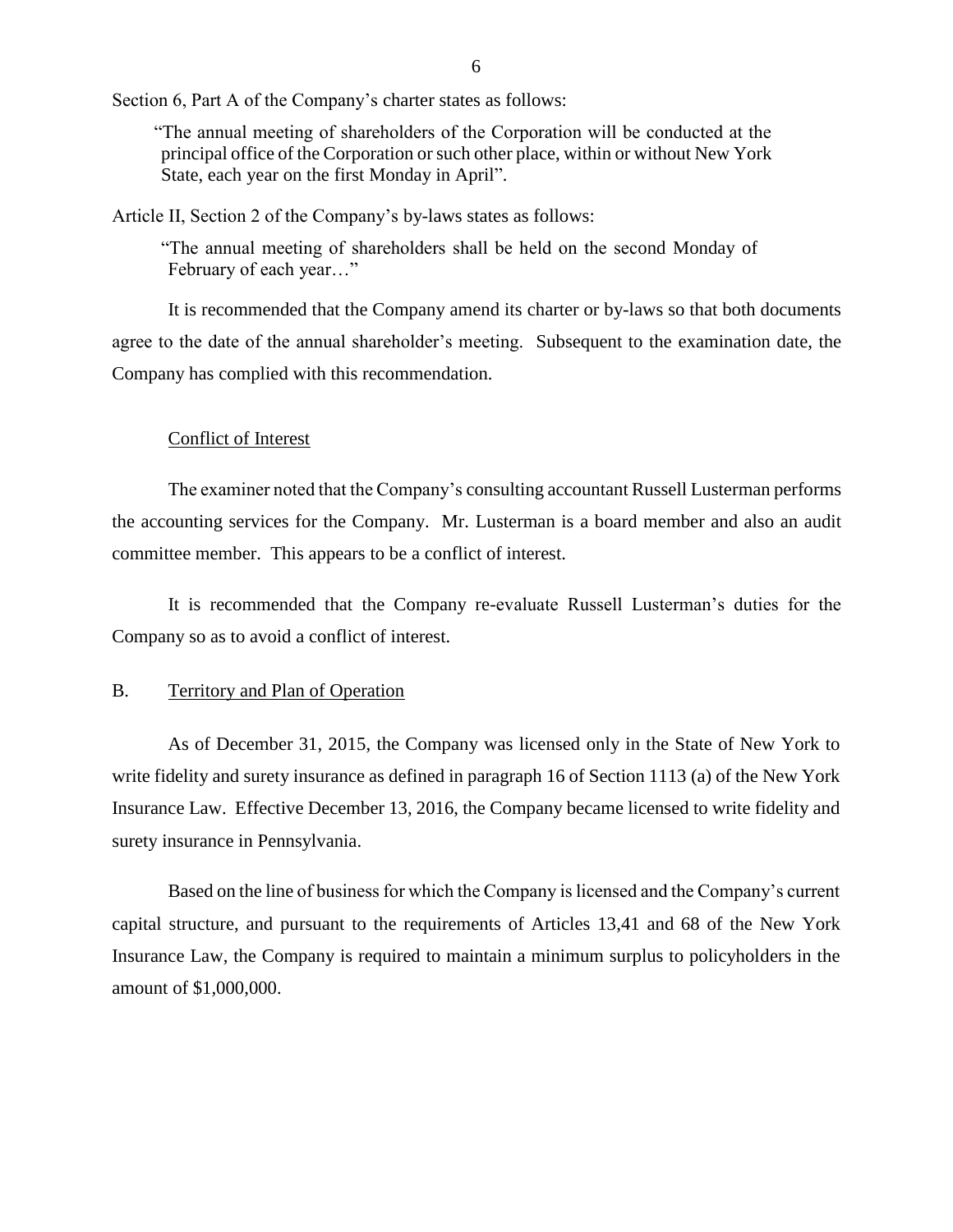Section 6, Part A of the Company's charter states as follows:

> "The annual meeting of shareholders of the Corporation will be conducted at the principal office of the Corporation or such other place, within or without New York State, each year on the first Monday in April".

Article II, Section 2 of the Company's by-laws states as follows:

> "The annual meeting of shareholders shall be held on the second Monday of February of each year…"

It is recommended that the Company amend its charter or by-laws so that both documents agree to the date of the annual shareholder's meeting. Subsequent to the examination date, the Company has complied with this recommendation.

Conflict of Interest

The examiner noted that the Company's consulting accountant Russell Lusterman performs the accounting services for the Company. Mr. Lusterman is a board member and also an audit committee member. This appears to be a conflict of interest.

It is recommended that the Company re-evaluate Russell Lusterman's duties for the Company so as to avoid a conflict of interest.

## B. Territory and Plan of Operation

As of December 31, 2015, the Company was licensed only in the State of New York to write fidelity and surety insurance as defined in paragraph 16 of Section 1113 (a) of the New York Insurance Law. Effective December 13, 2016, the Company became licensed to write fidelity and surety insurance in Pennsylvania.

Based on the line of business for which the Company is licensed and the Company's current capital structure, and pursuant to the requirements of Articles 13,41 and 68 of the New York Insurance Law, the Company is required to maintain a minimum surplus to policyholders in the amount of $1,000,000.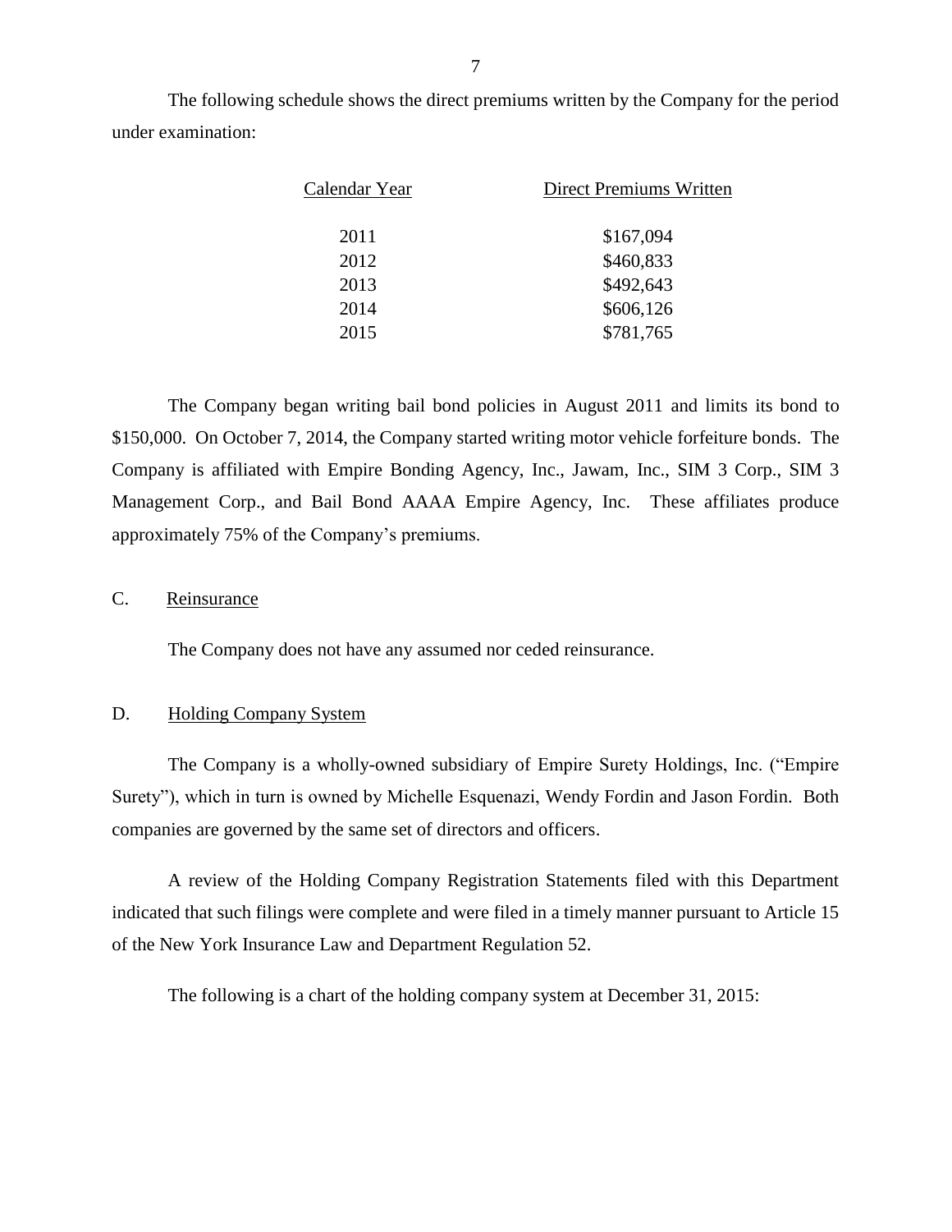The following schedule shows the direct premiums written by the Company for the period under examination:

| Calendar Year | Direct Premiums Written |
|---|---|
| 2011 | $167,094 |
| 2012 | $460,833 |
| 2013 | $492,643 |
| 2014 | $606,126 |
| 2015 | $781,765 |

The Company began writing bail bond policies in August 2011 and limits its bond to $150,000. On October 7, 2014, the Company started writing motor vehicle forfeiture bonds. The Company is affiliated with Empire Bonding Agency, Inc., Jawam, Inc., SIM 3 Corp., SIM 3 Management Corp., and Bail Bond AAAA Empire Agency, Inc. These affiliates produce approximately 75% of the Company's premiums.

## C. Reinsurance

The Company does not have any assumed nor ceded reinsurance.

## D. Holding Company System

The Company is a wholly-owned subsidiary of Empire Surety Holdings, Inc. ("Empire Surety"), which in turn is owned by Michelle Esquenazi, Wendy Fordin and Jason Fordin. Both companies are governed by the same set of directors and officers.

A review of the Holding Company Registration Statements filed with this Department indicated that such filings were complete and were filed in a timely manner pursuant to Article 15 of the New York Insurance Law and Department Regulation 52.

The following is a chart of the holding company system at December 31, 2015: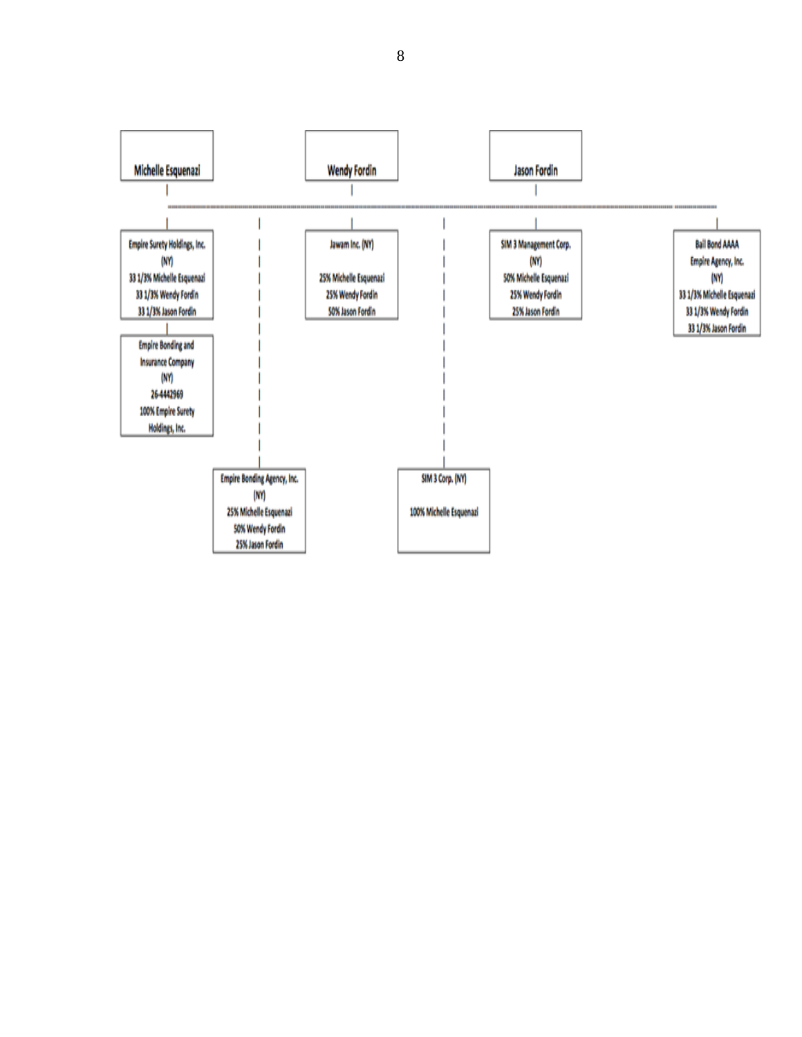**Michelle Esquenazi** | **Wendy Fordin** | **Jason Fordin**

Empire Surety Holdings, Inc.
(NY)
33 1/3% Michelle Esquenazi
33 1/3% Wendy Fordin
33 1/3% Jason Fordin

Empire Bonding and Insurance Company
(NY)
26-4442969
100% Empire Surety Holdings, Inc.

Jawam Inc. (NY)
25% Michelle Esquenazi
25% Wendy Fordin
50% Jason Fordin

SIM 3 Management Corp.
(NY)
50% Michelle Esquenazi
25% Wendy Fordin
25% Jason Fordin

Bail Bond AAAA Empire Agency, Inc.
(NY)
33 1/3% Michelle Esquenazi
33 1/3% Wendy Fordin
33 1/3% Jason Fordin

Empire Bonding Agency, Inc.
(NY)
25% Michelle Esquenazi
50% Wendy Fordin
25% Jason Fordin

SIM 3 Corp. (NY)
100% Michelle Esquenazi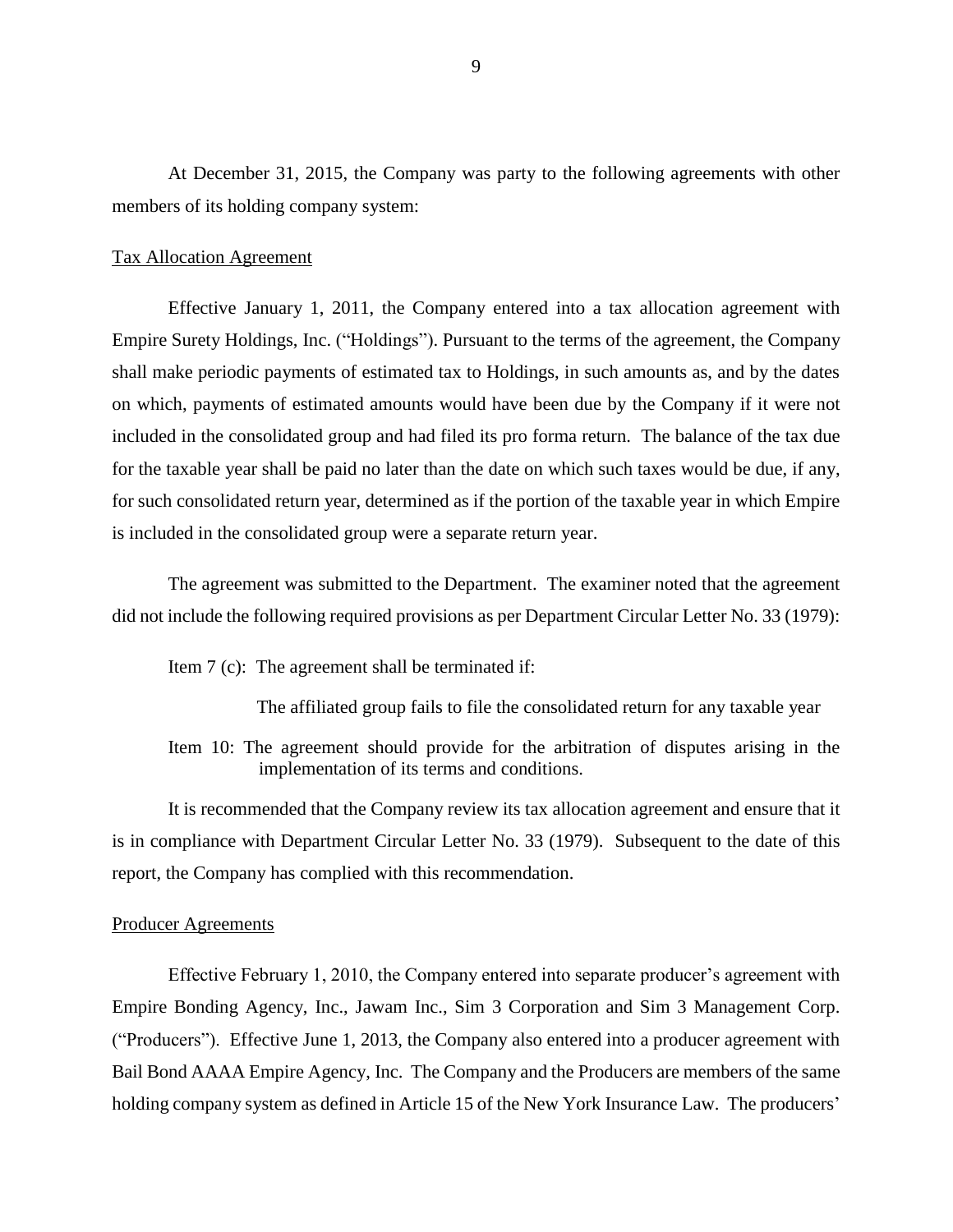At December 31, 2015, the Company was party to the following agreements with other members of its holding company system:

Tax Allocation Agreement

Effective January 1, 2011, the Company entered into a tax allocation agreement with Empire Surety Holdings, Inc. ("Holdings"). Pursuant to the terms of the agreement, the Company shall make periodic payments of estimated tax to Holdings, in such amounts as, and by the dates on which, payments of estimated amounts would have been due by the Company if it were not included in the consolidated group and had filed its pro forma return. The balance of the tax due for the taxable year shall be paid no later than the date on which such taxes would be due, if any, for such consolidated return year, determined as if the portion of the taxable year in which Empire is included in the consolidated group were a separate return year.

The agreement was submitted to the Department. The examiner noted that the agreement did not include the following required provisions as per Department Circular Letter No. 33 (1979):

Item 7 (c): The agreement shall be terminated if:

The affiliated group fails to file the consolidated return for any taxable year

Item 10: The agreement should provide for the arbitration of disputes arising in the implementation of its terms and conditions.

It is recommended that the Company review its tax allocation agreement and ensure that it is in compliance with Department Circular Letter No. 33 (1979). Subsequent to the date of this report, the Company has complied with this recommendation.

Producer Agreements

Effective February 1, 2010, the Company entered into separate producer's agreement with Empire Bonding Agency, Inc., Jawam Inc., Sim 3 Corporation and Sim 3 Management Corp. ("Producers"). Effective June 1, 2013, the Company also entered into a producer agreement with Bail Bond AAAA Empire Agency, Inc. The Company and the Producers are members of the same holding company system as defined in Article 15 of the New York Insurance Law. The producers'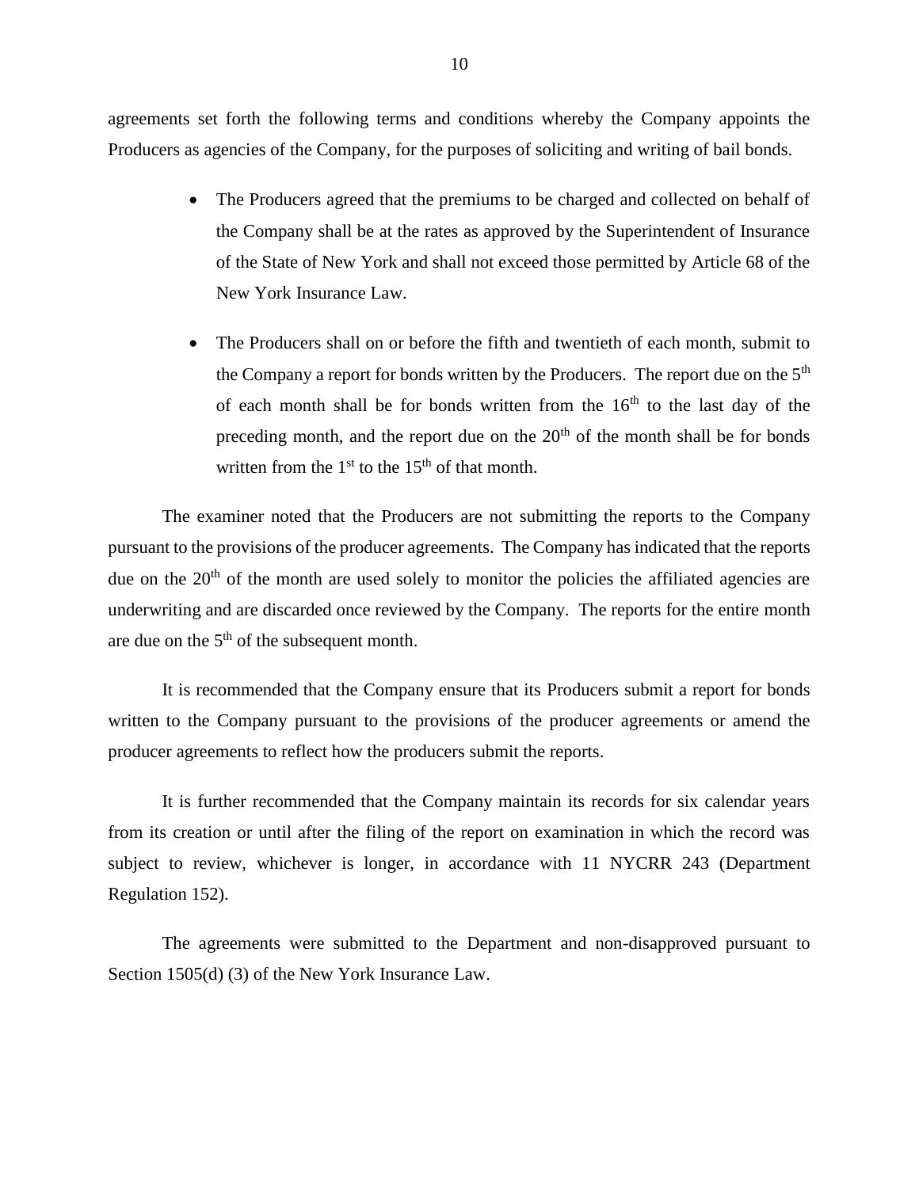agreements set forth the following terms and conditions whereby the Company appoints the Producers as agencies of the Company, for the purposes of soliciting and writing of bail bonds.

- The Producers agreed that the premiums to be charged and collected on behalf of the Company shall be at the rates as approved by the Superintendent of Insurance of the State of New York and shall not exceed those permitted by Article 68 of the New York Insurance Law.
- The Producers shall on or before the fifth and twentieth of each month, submit to the Company a report for bonds written by the Producers. The report due on the 5th of each month shall be for bonds written from the 16th to the last day of the preceding month, and the report due on the 20th of the month shall be for bonds written from the 1st to the 15th of that month.

The examiner noted that the Producers are not submitting the reports to the Company pursuant to the provisions of the producer agreements. The Company has indicated that the reports due on the 20th of the month are used solely to monitor the policies the affiliated agencies are underwriting and are discarded once reviewed by the Company. The reports for the entire month are due on the 5th of the subsequent month.

It is recommended that the Company ensure that its Producers submit a report for bonds written to the Company pursuant to the provisions of the producer agreements or amend the producer agreements to reflect how the producers submit the reports.

It is further recommended that the Company maintain its records for six calendar years from its creation or until after the filing of the report on examination in which the record was subject to review, whichever is longer, in accordance with 11 NYCRR 243 (Department Regulation 152).

The agreements were submitted to the Department and non-disapproved pursuant to Section 1505(d) (3) of the New York Insurance Law.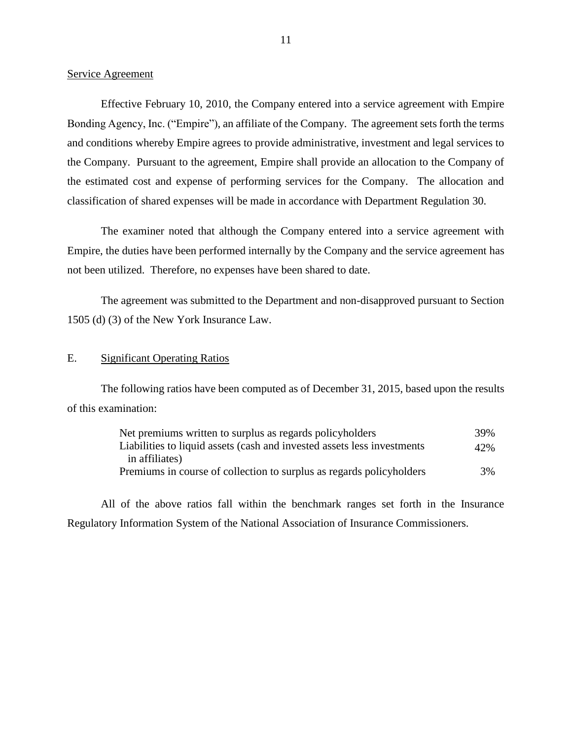Service Agreement

Effective February 10, 2010, the Company entered into a service agreement with Empire Bonding Agency, Inc. ("Empire"), an affiliate of the Company. The agreement sets forth the terms and conditions whereby Empire agrees to provide administrative, investment and legal services to the Company. Pursuant to the agreement, Empire shall provide an allocation to the Company of the estimated cost and expense of performing services for the Company. The allocation and classification of shared expenses will be made in accordance with Department Regulation 30.

The examiner noted that although the Company entered into a service agreement with Empire, the duties have been performed internally by the Company and the service agreement has not been utilized. Therefore, no expenses have been shared to date.

The agreement was submitted to the Department and non-disapproved pursuant to Section 1505 (d) (3) of the New York Insurance Law.

## E. Significant Operating Ratios

The following ratios have been computed as of December 31, 2015, based upon the results of this examination:

| | |
|---|---|
| Net premiums written to surplus as regards policyholders | 39% |
| Liabilities to liquid assets (cash and invested assets less investments in affiliates) | 42% |
| Premiums in course of collection to surplus as regards policyholders | 3% |

All of the above ratios fall within the benchmark ranges set forth in the Insurance Regulatory Information System of the National Association of Insurance Commissioners.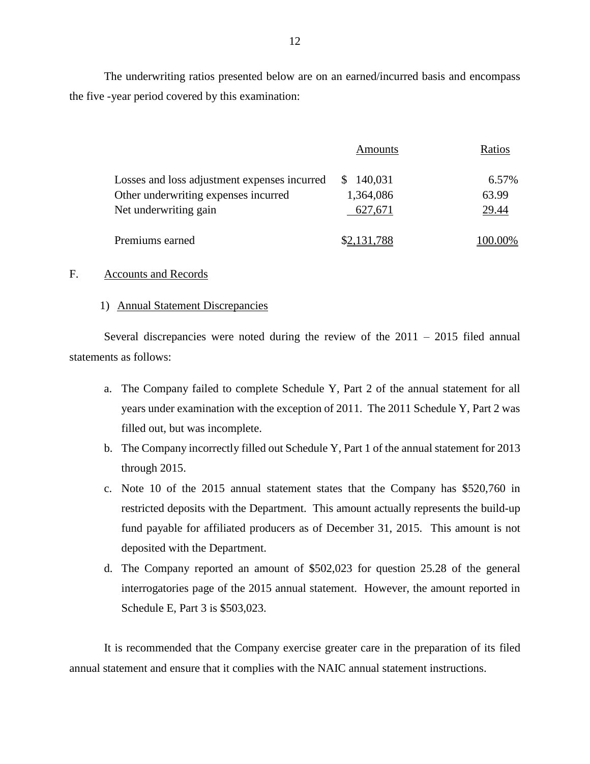The underwriting ratios presented below are on an earned/incurred basis and encompass the five -year period covered by this examination:

| | Amounts | Ratios |
|---|---|---|
| Losses and loss adjustment expenses incurred | $ 140,031 | 6.57% |
| Other underwriting expenses incurred | 1,364,086 | 63.99 |
| Net underwriting gain | 627,671 | 29.44 |
| Premiums earned | $2,131,788 | 100.00% |

F. Accounts and Records

1) Annual Statement Discrepancies

Several discrepancies were noted during the review of the 2011 – 2015 filed annual statements as follows:

a. The Company failed to complete Schedule Y, Part 2 of the annual statement for all years under examination with the exception of 2011. The 2011 Schedule Y, Part 2 was filled out, but was incomplete.

b. The Company incorrectly filled out Schedule Y, Part 1 of the annual statement for 2013 through 2015.

c. Note 10 of the 2015 annual statement states that the Company has $520,760 in restricted deposits with the Department. This amount actually represents the build-up fund payable for affiliated producers as of December 31, 2015. This amount is not deposited with the Department.

d. The Company reported an amount of $502,023 for question 25.28 of the general interrogatories page of the 2015 annual statement. However, the amount reported in Schedule E, Part 3 is $503,023.

It is recommended that the Company exercise greater care in the preparation of its filed annual statement and ensure that it complies with the NAIC annual statement instructions.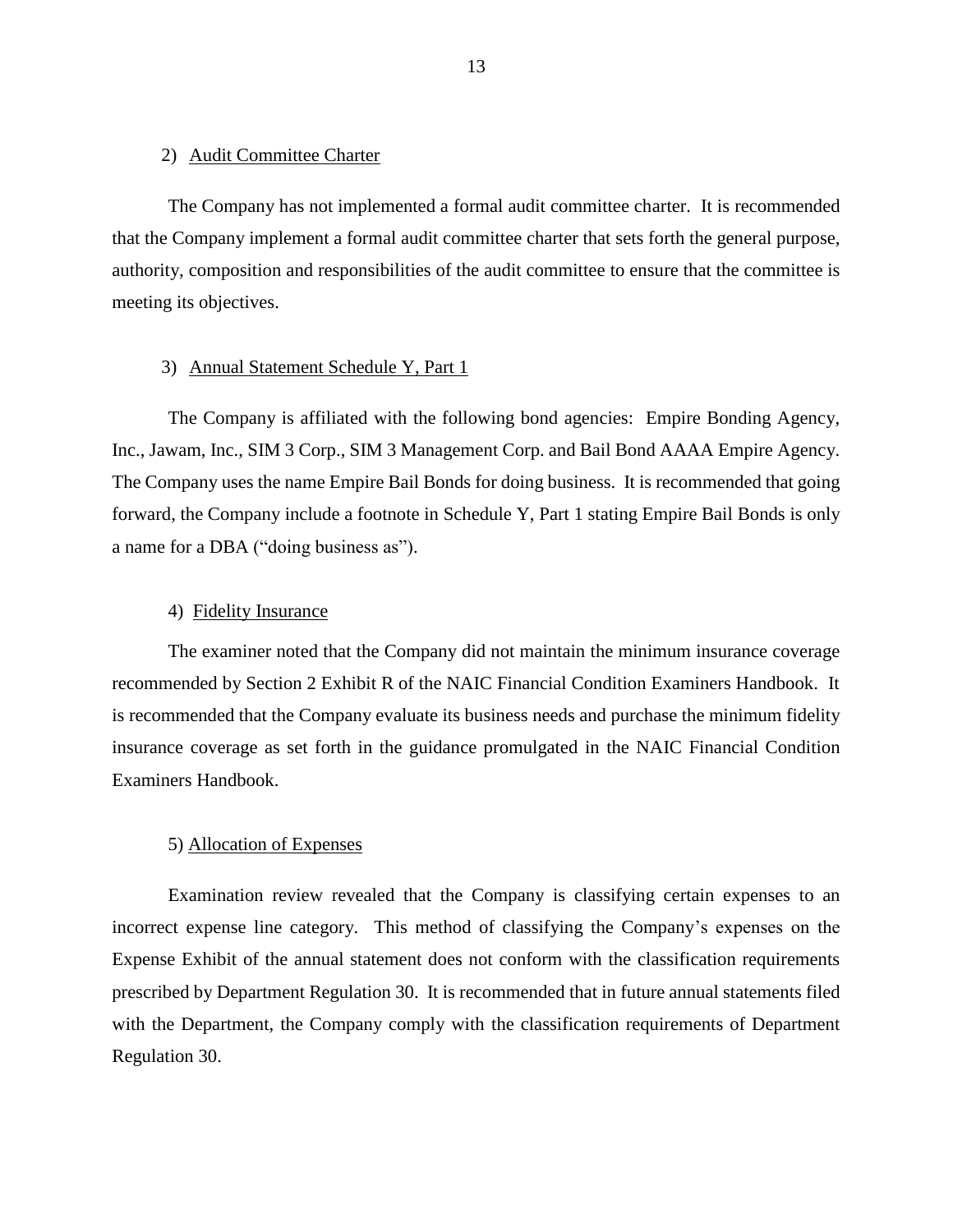2) Audit Committee Charter

The Company has not implemented a formal audit committee charter. It is recommended that the Company implement a formal audit committee charter that sets forth the general purpose, authority, composition and responsibilities of the audit committee to ensure that the committee is meeting its objectives.

3) Annual Statement Schedule Y, Part 1

The Company is affiliated with the following bond agencies: Empire Bonding Agency, Inc., Jawam, Inc., SIM 3 Corp., SIM 3 Management Corp. and Bail Bond AAAA Empire Agency. The Company uses the name Empire Bail Bonds for doing business. It is recommended that going forward, the Company include a footnote in Schedule Y, Part 1 stating Empire Bail Bonds is only a name for a DBA ("doing business as").

4) Fidelity Insurance

The examiner noted that the Company did not maintain the minimum insurance coverage recommended by Section 2 Exhibit R of the NAIC Financial Condition Examiners Handbook. It is recommended that the Company evaluate its business needs and purchase the minimum fidelity insurance coverage as set forth in the guidance promulgated in the NAIC Financial Condition Examiners Handbook.

5) Allocation of Expenses

Examination review revealed that the Company is classifying certain expenses to an incorrect expense line category. This method of classifying the Company's expenses on the Expense Exhibit of the annual statement does not conform with the classification requirements prescribed by Department Regulation 30. It is recommended that in future annual statements filed with the Department, the Company comply with the classification requirements of Department Regulation 30.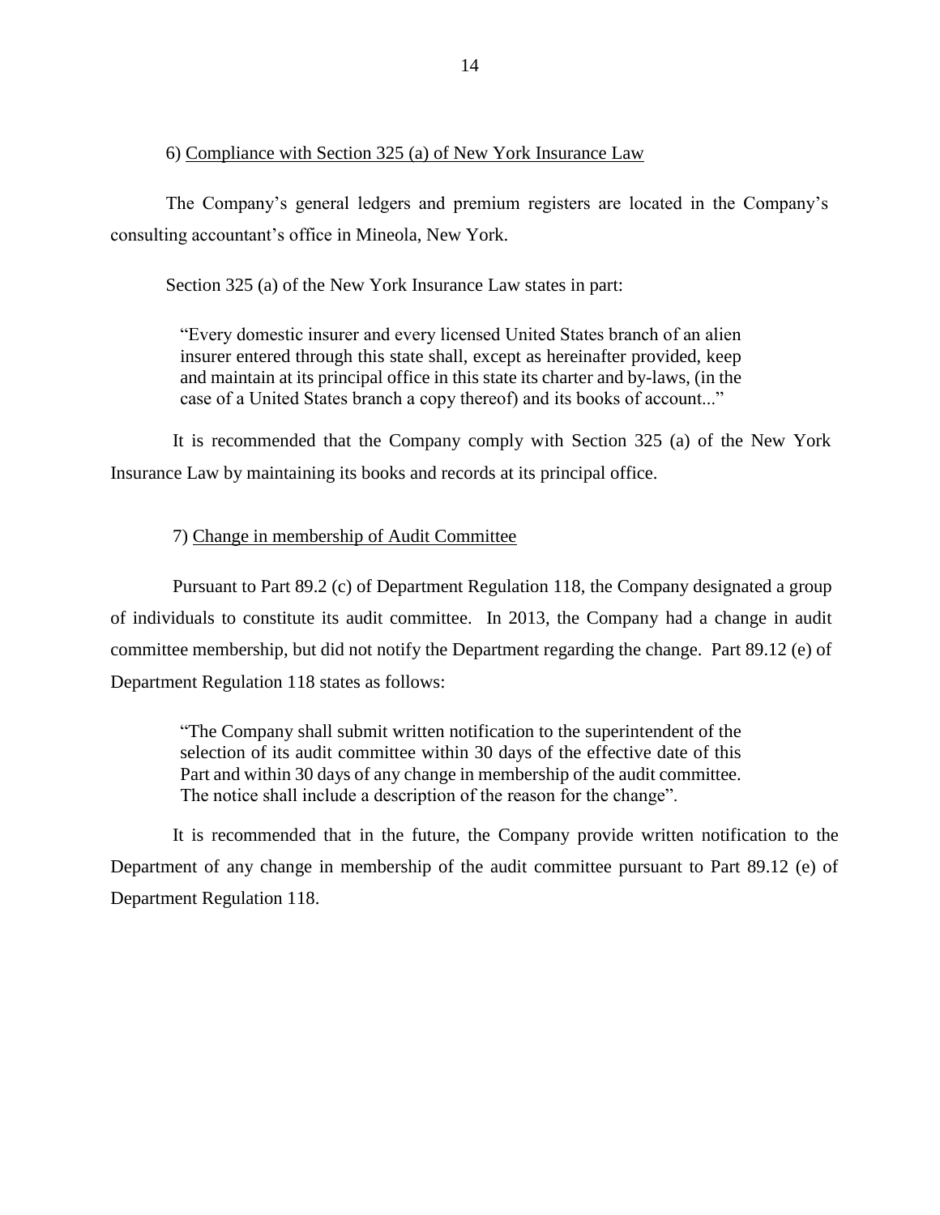6) Compliance with Section 325 (a) of New York Insurance Law

The Company's general ledgers and premium registers are located in the Company's consulting accountant's office in Mineola, New York.

Section 325 (a) of the New York Insurance Law states in part:

> "Every domestic insurer and every licensed United States branch of an alien insurer entered through this state shall, except as hereinafter provided, keep and maintain at its principal office in this state its charter and by-laws, (in the case of a United States branch a copy thereof) and its books of account..."

It is recommended that the Company comply with Section 325 (a) of the New York Insurance Law by maintaining its books and records at its principal office.

7) Change in membership of Audit Committee

Pursuant to Part 89.2 (c) of Department Regulation 118, the Company designated a group of individuals to constitute its audit committee. In 2013, the Company had a change in audit committee membership, but did not notify the Department regarding the change. Part 89.12 (e) of Department Regulation 118 states as follows:

> "The Company shall submit written notification to the superintendent of the selection of its audit committee within 30 days of the effective date of this Part and within 30 days of any change in membership of the audit committee. The notice shall include a description of the reason for the change".

It is recommended that in the future, the Company provide written notification to the Department of any change in membership of the audit committee pursuant to Part 89.12 (e) of Department Regulation 118.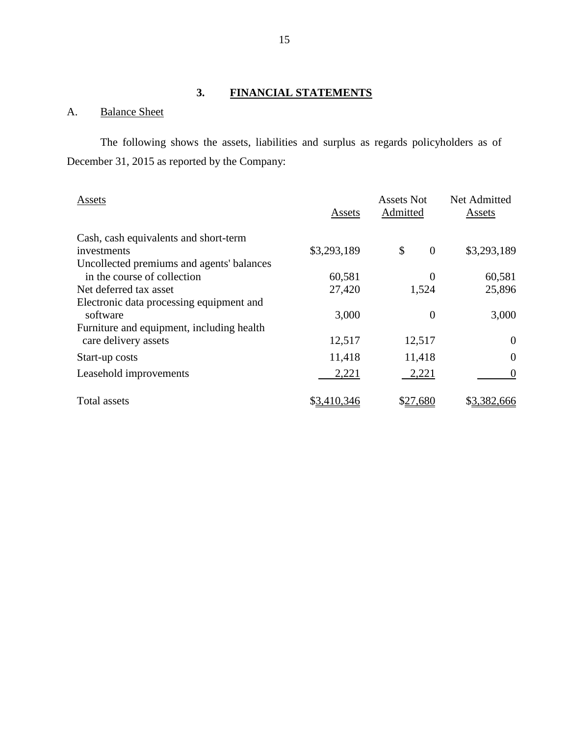## 3. FINANCIAL STATEMENTS

### A. Balance Sheet

The following shows the assets, liabilities and surplus as regards policyholders as of December 31, 2015 as reported by the Company:

| Assets | Assets | Assets Not Admitted | Net Admitted Assets |
|---|---|---|---|
| Cash, cash equivalents and short-term investments | $3,293,189 | $ 0 | $3,293,189 |
| Uncollected premiums and agents' balances in the course of collection | 60,581 | 0 | 60,581 |
| Net deferred tax asset | 27,420 | 1,524 | 25,896 |
| Electronic data processing equipment and software | 3,000 | 0 | 3,000 |
| Furniture and equipment, including health care delivery assets | 12,517 | 12,517 | 0 |
| Start-up costs | 11,418 | 11,418 | 0 |
| Leasehold improvements | 2,221 | 2,221 | 0 |
| Total assets | $3,410,346 | $27,680 | $3,382,666 |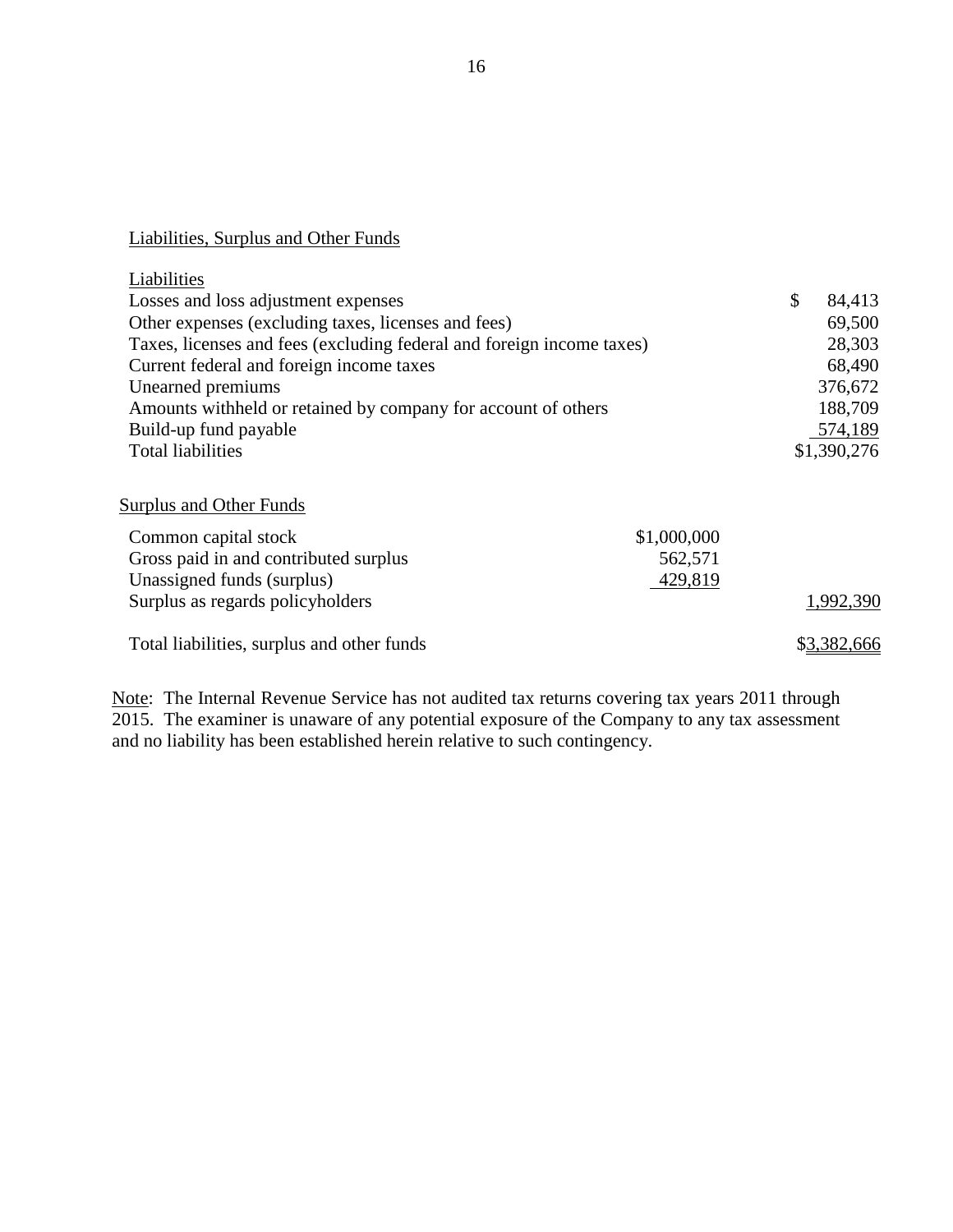## Liabilities, Surplus and Other Funds

| Liabilities | | |
|---|---|---|
| Losses and loss adjustment expenses | | $ 84,413 |
| Other expenses (excluding taxes, licenses and fees) | | 69,500 |
| Taxes, licenses and fees (excluding federal and foreign income taxes) | | 28,303 |
| Current federal and foreign income taxes | | 68,490 |
| Unearned premiums | | 376,672 |
| Amounts withheld or retained by company for account of others | | 188,709 |
| Build-up fund payable | | 574,189 |
| Total liabilities | | $1,390,276 |
| | | |
| **Surplus and Other Funds** | | |
| Common capital stock | $1,000,000 | |
| Gross paid in and contributed surplus | 562,571 | |
| Unassigned funds (surplus) | 429,819 | |
| Surplus as regards policyholders | | 1,992,390 |
| | | |
| Total liabilities, surplus and other funds | | $3,382,666 |

Note: The Internal Revenue Service has not audited tax returns covering tax years 2011 through 2015. The examiner is unaware of any potential exposure of the Company to any tax assessment and no liability has been established herein relative to such contingency.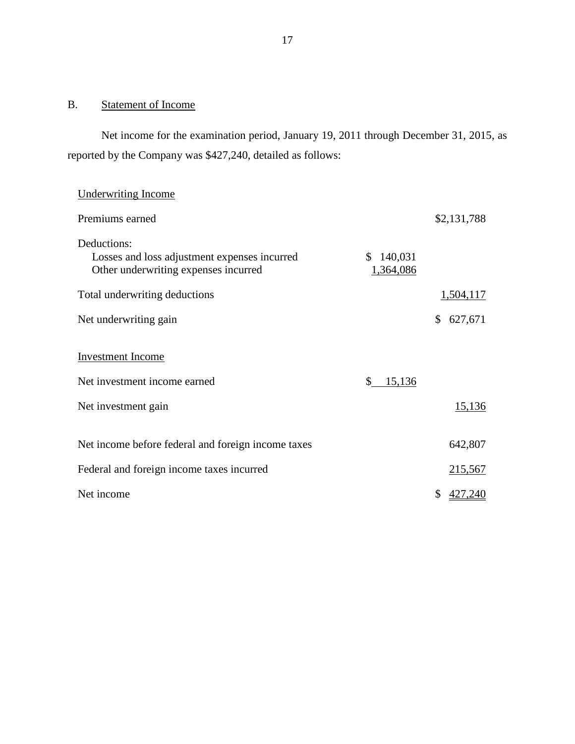## B. Statement of Income

Net income for the examination period, January 19, 2011 through December 31, 2015, as reported by the Company was $427,240, detailed as follows:

| | | |
|---|---|---|
| Underwriting Income | | |
| Premiums earned | | $2,131,788 |
| Deductions: | | |
| Losses and loss adjustment expenses incurred | $ 140,031 | |
| Other underwriting expenses incurred | 1,364,086 | |
| Total underwriting deductions | | 1,504,117 |
| Net underwriting gain | | $ 627,671 |
| Investment Income | | |
| Net investment income earned | $ 15,136 | |
| Net investment gain | | 15,136 |
| Net income before federal and foreign income taxes | | 642,807 |
| Federal and foreign income taxes incurred | | 215,567 |
| Net income | | $ 427,240 |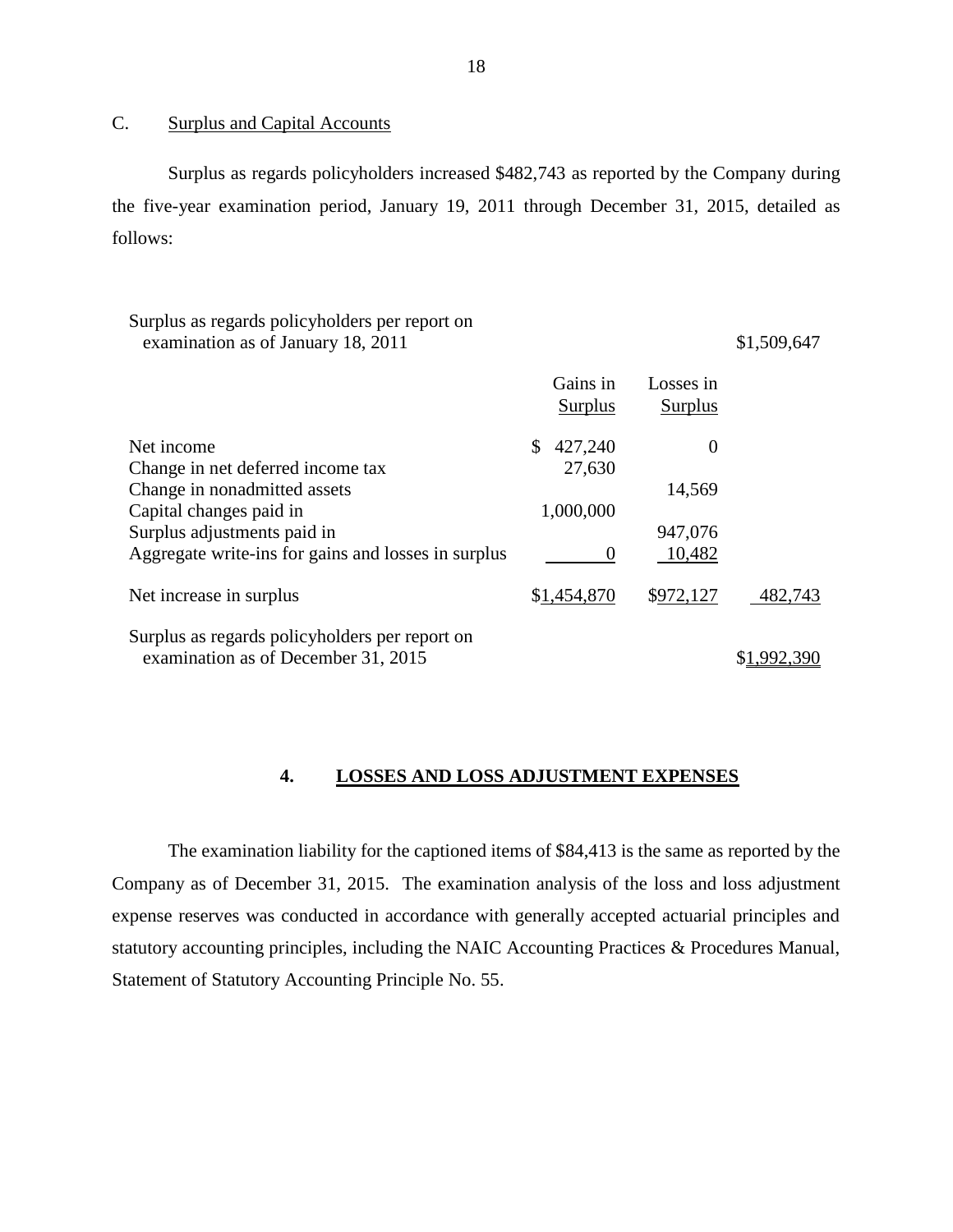C. Surplus and Capital Accounts

Surplus as regards policyholders increased $482,743 as reported by the Company during the five-year examination period, January 19, 2011 through December 31, 2015, detailed as follows:

| | Gains in Surplus | Losses in Surplus | |
|---|---|---|---|
| Surplus as regards policyholders per report on examination as of January 18, 2011 | | | $1,509,647 |
| Net income | $ 427,240 | 0 | |
| Change in net deferred income tax | 27,630 | | |
| Change in nonadmitted assets | | 14,569 | |
| Capital changes paid in | 1,000,000 | | |
| Surplus adjustments paid in | | 947,076 | |
| Aggregate write-ins for gains and losses in surplus | 0 | 10,482 | |
| Net increase in surplus | $1,454,870 | $972,127 | 482,743 |
| Surplus as regards policyholders per report on examination as of December 31, 2015 | | | $1,992,390 |

## 4. LOSSES AND LOSS ADJUSTMENT EXPENSES

The examination liability for the captioned items of $84,413 is the same as reported by the Company as of December 31, 2015. The examination analysis of the loss and loss adjustment expense reserves was conducted in accordance with generally accepted actuarial principles and statutory accounting principles, including the NAIC Accounting Practices & Procedures Manual, Statement of Statutory Accounting Principle No. 55.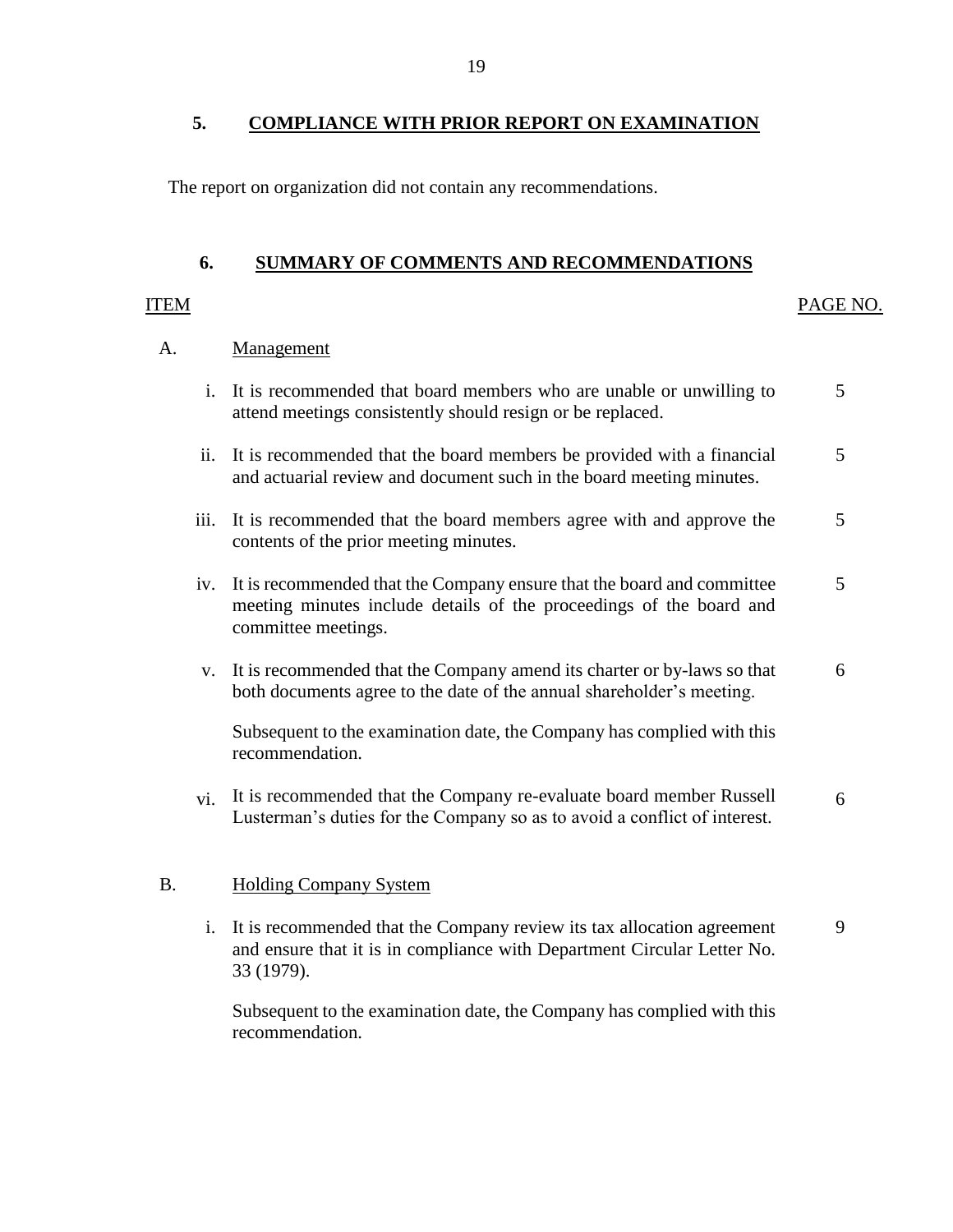## 5. COMPLIANCE WITH PRIOR REPORT ON EXAMINATION

The report on organization did not contain any recommendations.

## 6. SUMMARY OF COMMENTS AND RECOMMENDATIONS

| ITEM | | | PAGE NO. |
|---|---|---|---|
| A. | | Management | |
| | i. | It is recommended that board members who are unable or unwilling to attend meetings consistently should resign or be replaced. | 5 |
| | ii. | It is recommended that the board members be provided with a financial and actuarial review and document such in the board meeting minutes. | 5 |
| | iii. | It is recommended that the board members agree with and approve the contents of the prior meeting minutes. | 5 |
| | iv. | It is recommended that the Company ensure that the board and committee meeting minutes include details of the proceedings of the board and committee meetings. | 5 |
| | v. | It is recommended that the Company amend its charter or by-laws so that both documents agree to the date of the annual shareholder's meeting.<br><br>Subsequent to the examination date, the Company has complied with this recommendation. | 6 |
| | vi. | It is recommended that the Company re-evaluate board member Russell Lusterman's duties for the Company so as to avoid a conflict of interest. | 6 |
| B. | | Holding Company System | |
| | i. | It is recommended that the Company review its tax allocation agreement and ensure that it is in compliance with Department Circular Letter No. 33 (1979).<br><br>Subsequent to the examination date, the Company has complied with this recommendation. | 9 |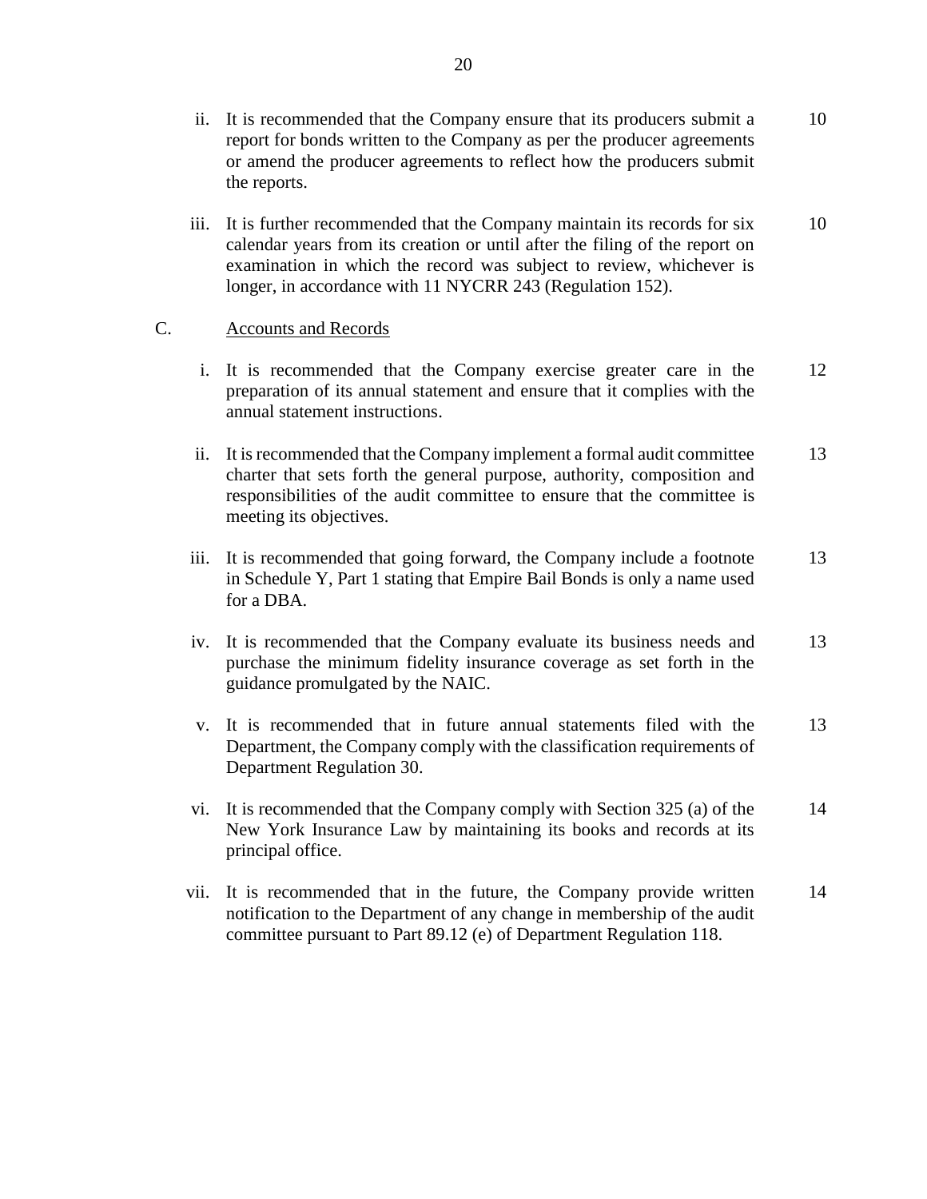| | | |
|---|---|---|
| ii. | It is recommended that the Company ensure that its producers submit a report for bonds written to the Company as per the producer agreements or amend the producer agreements to reflect how the producers submit the reports. | 10 |
| iii. | It is further recommended that the Company maintain its records for six calendar years from its creation or until after the filing of the report on examination in which the record was subject to review, whichever is longer, in accordance with 11 NYCRR 243 (Regulation 152). | 10 |

C. Accounts and Records

| | | |
|---|---|---|
| i. | It is recommended that the Company exercise greater care in the preparation of its annual statement and ensure that it complies with the annual statement instructions. | 12 |
| ii. | It is recommended that the Company implement a formal audit committee charter that sets forth the general purpose, authority, composition and responsibilities of the audit committee to ensure that the committee is meeting its objectives. | 13 |
| iii. | It is recommended that going forward, the Company include a footnote in Schedule Y, Part 1 stating that Empire Bail Bonds is only a name used for a DBA. | 13 |
| iv. | It is recommended that the Company evaluate its business needs and purchase the minimum fidelity insurance coverage as set forth in the guidance promulgated by the NAIC. | 13 |
| v. | It is recommended that in future annual statements filed with the Department, the Company comply with the classification requirements of Department Regulation 30. | 13 |
| vi. | It is recommended that the Company comply with Section 325 (a) of the New York Insurance Law by maintaining its books and records at its principal office. | 14 |
| vii. | It is recommended that in the future, the Company provide written notification to the Department of any change in membership of the audit committee pursuant to Part 89.12 (e) of Department Regulation 118. | 14 |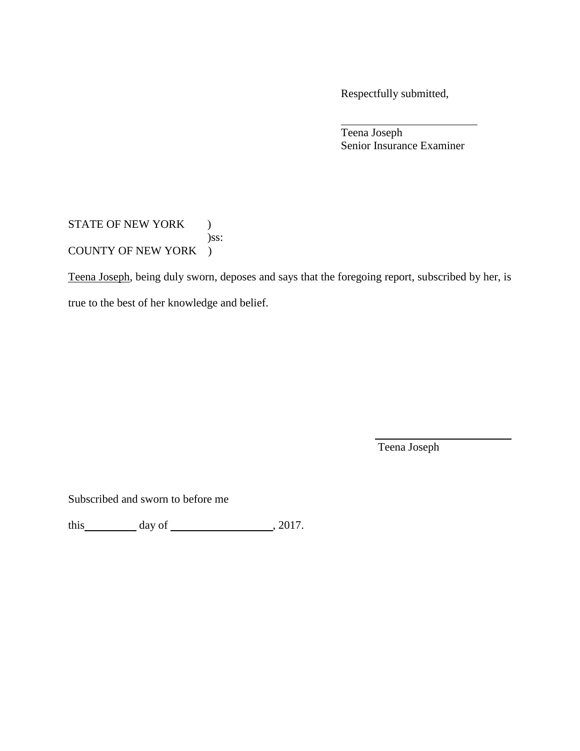Respectfully submitted,

\_\_\_\_\_\_\_\_\_\_\_\_\_\_\_\_\_\_\_\_\_\_\_\_

Teena Joseph
Senior Insurance Examiner

STATE OF NEW YORK )
)ss:
COUNTY OF NEW YORK )

<u>Teena Joseph</u>, being duly sworn, deposes and says that the foregoing report, subscribed by her, is true to the best of her knowledge and belief.

\_\_\_\_\_\_\_\_\_\_\_\_\_\_\_\_\_\_\_\_\_\_\_\_

Teena Joseph

Subscribed and sworn to before me

this\_\_\_\_\_\_\_\_\_ day of \_\_\_\_\_\_\_\_\_\_\_\_\_\_\_\_\_\_, 2017.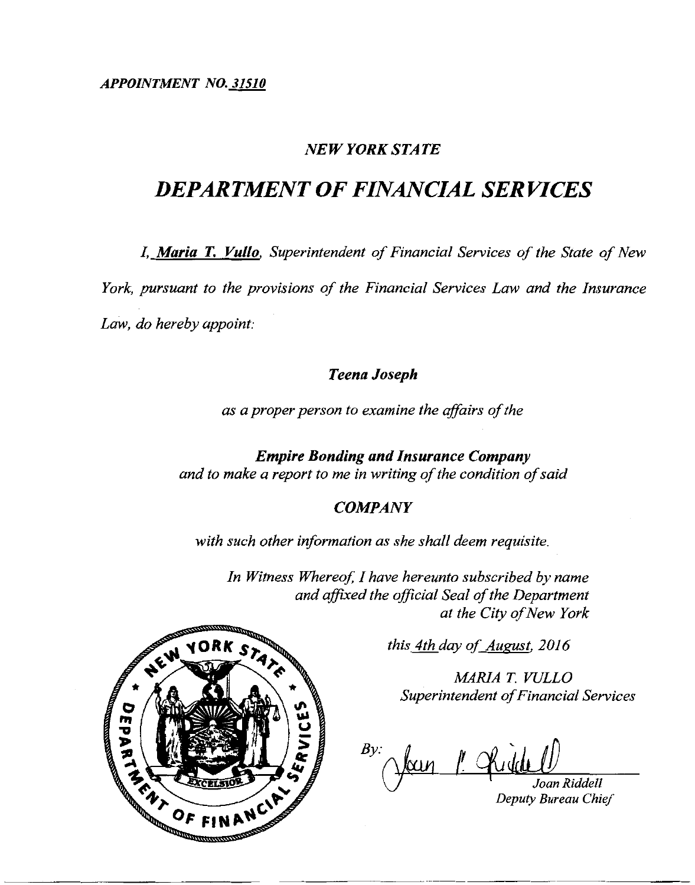*APPOINTMENT NO. 31510*

## *NEW YORK STATE*

# *DEPARTMENT OF FINANCIAL SERVICES*

*I, **Maria T. Vullo**, Superintendent of Financial Services of the State of New York, pursuant to the provisions of the Financial Services Law and the Insurance Law, do hereby appoint:*

***Teena Joseph***

*as a proper person to examine the affairs of the*

***Empire Bonding and Insurance Company***

*and to make a report to me in writing of the condition of said*

***COMPANY***

*with such other information as she shall deem requisite.*

*In Witness Whereof, I have hereunto subscribed by name and affixed the official Seal of the Department at the City of New York*

*this 4th day of August, 2016*

*MARIA T. VULLO*
*Superintendent of Financial Services*

*By:* [signature]

*Joan Riddell*
*Deputy Bureau Chief*

NEW YORK STATE DEPARTMENT OF FINANCIAL SERVICES
EXCELSIOR